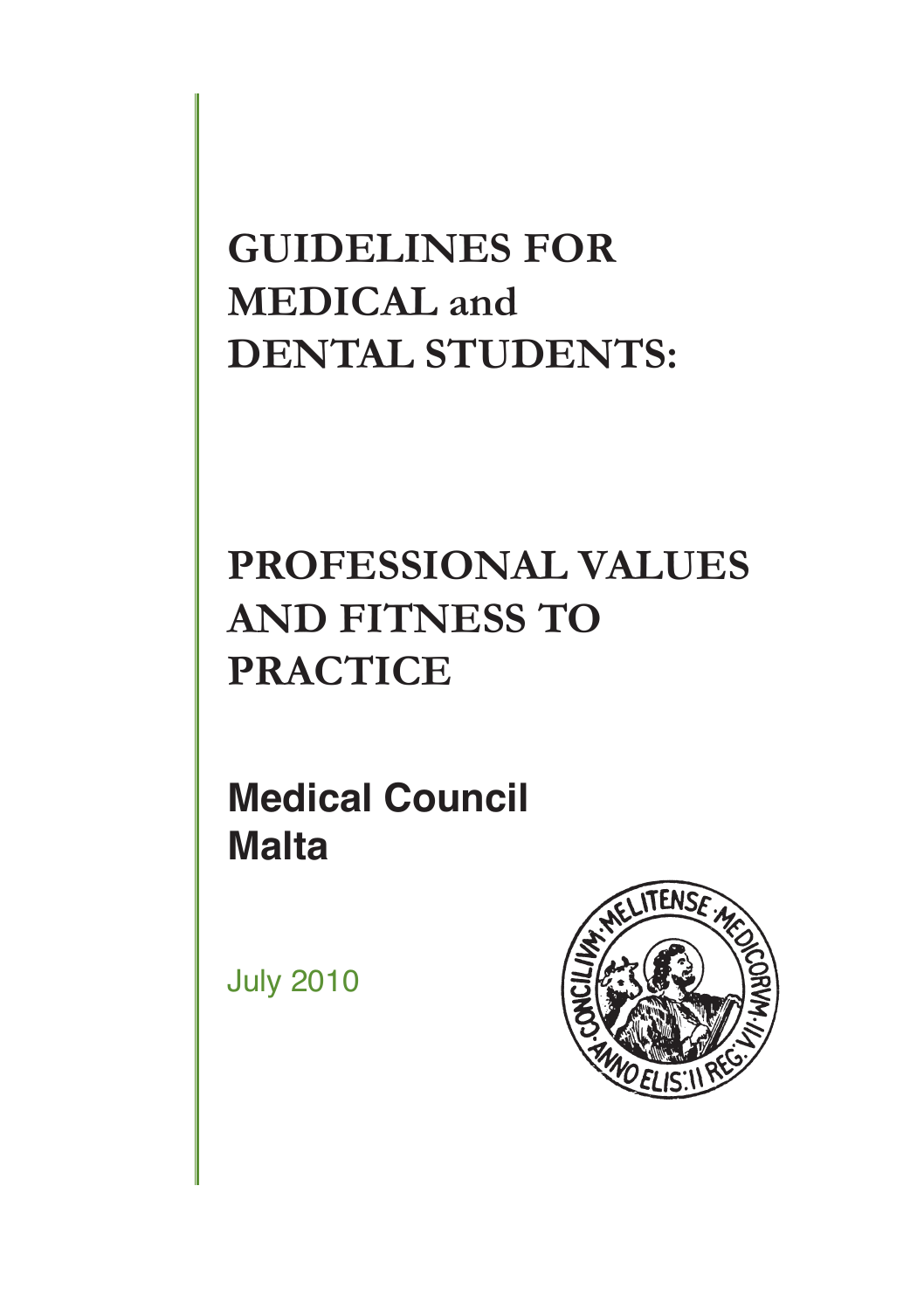# GUIDELINES FOR MEDICAL and DENTAL STUDENTS:

# PROFESSIONAL VALUES AND FITNESS TO PRACTICE

## Medical Council Malta

July 2010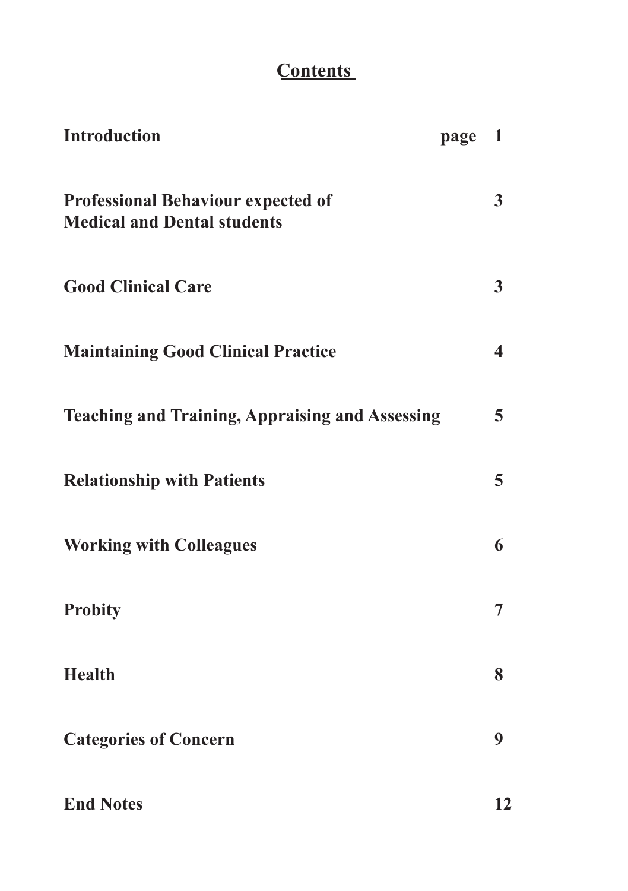# Contents

| | page |
|---|---|
| **Introduction** | **1** |
| **Professional Behaviour expected of Medical and Dental students** | **3** |
| **Good Clinical Care** | **3** |
| **Maintaining Good Clinical Practice** | **4** |
| **Teaching and Training, Appraising and Assessing** | **5** |
| **Relationship with Patients** | **5** |
| **Working with Colleagues** | **6** |
| **Probity** | **7** |
| **Health** | **8** |
| **Categories of Concern** | **9** |
| **End Notes** | **12** |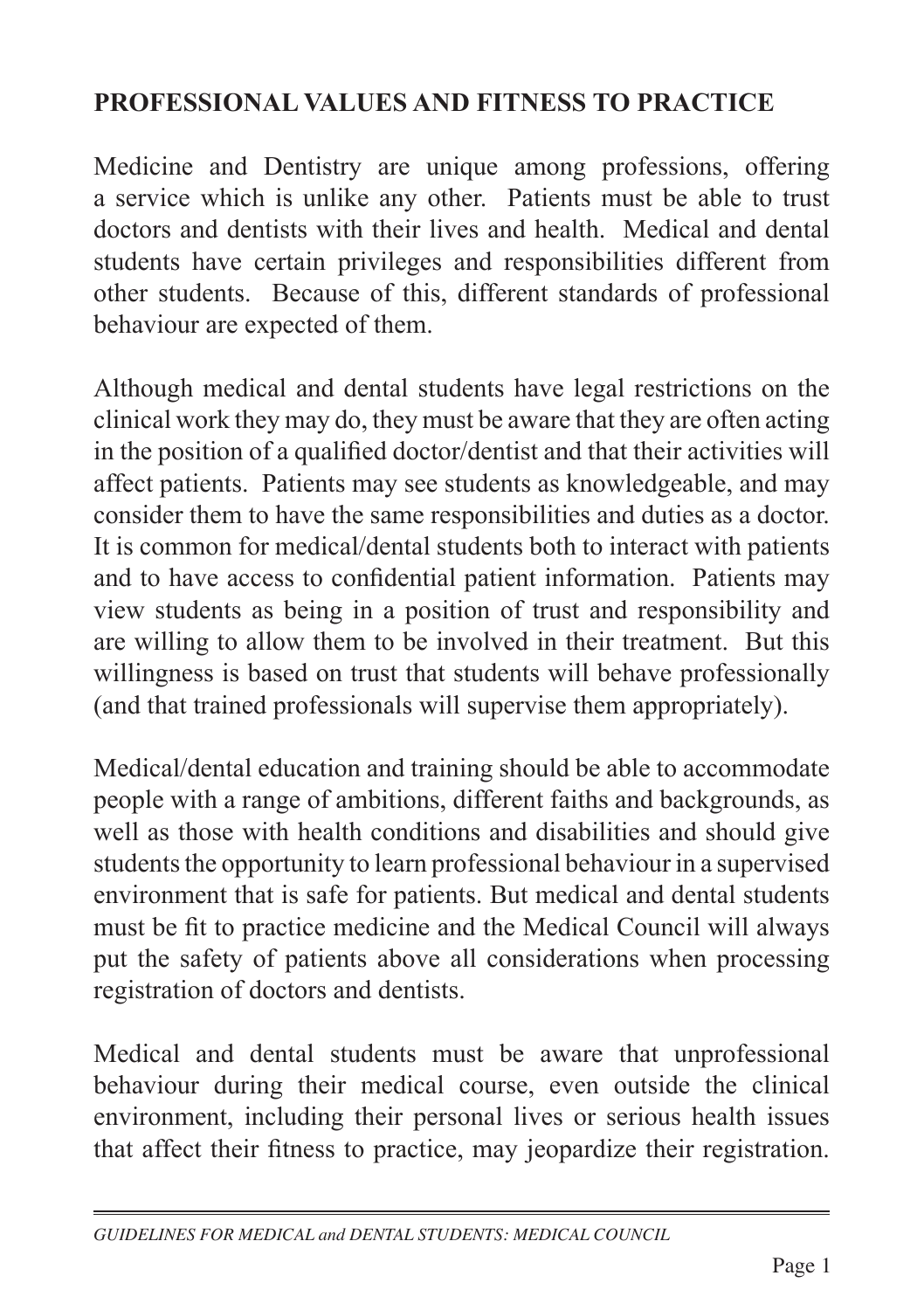## PROFESSIONAL VALUES AND FITNESS TO PRACTICE

Medicine and Dentistry are unique among professions, offering a service which is unlike any other. Patients must be able to trust doctors and dentists with their lives and health. Medical and dental students have certain privileges and responsibilities different from other students. Because of this, different standards of professional behaviour are expected of them.

Although medical and dental students have legal restrictions on the clinical work they may do, they must be aware that they are often acting in the position of a qualified doctor/dentist and that their activities will affect patients. Patients may see students as knowledgeable, and may consider them to have the same responsibilities and duties as a doctor. It is common for medical/dental students both to interact with patients and to have access to confidential patient information. Patients may view students as being in a position of trust and responsibility and are willing to allow them to be involved in their treatment. But this willingness is based on trust that students will behave professionally (and that trained professionals will supervise them appropriately).

Medical/dental education and training should be able to accommodate people with a range of ambitions, different faiths and backgrounds, as well as those with health conditions and disabilities and should give students the opportunity to learn professional behaviour in a supervised environment that is safe for patients. But medical and dental students must be fit to practice medicine and the Medical Council will always put the safety of patients above all considerations when processing registration of doctors and dentists.

Medical and dental students must be aware that unprofessional behaviour during their medical course, even outside the clinical environment, including their personal lives or serious health issues that affect their fitness to practice, may jeopardize their registration.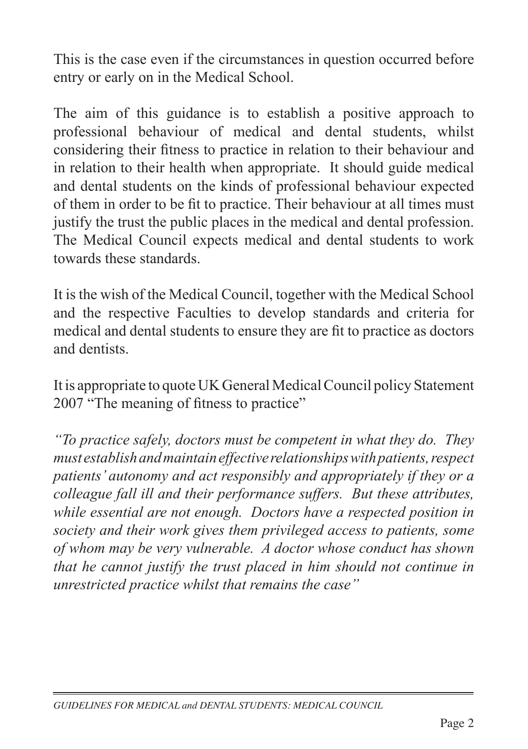This is the case even if the circumstances in question occurred before entry or early on in the Medical School.

The aim of this guidance is to establish a positive approach to professional behaviour of medical and dental students, whilst considering their fitness to practice in relation to their behaviour and in relation to their health when appropriate. It should guide medical and dental students on the kinds of professional behaviour expected of them in order to be fit to practice. Their behaviour at all times must justify the trust the public places in the medical and dental profession. The Medical Council expects medical and dental students to work towards these standards.

It is the wish of the Medical Council, together with the Medical School and the respective Faculties to develop standards and criteria for medical and dental students to ensure they are fit to practice as doctors and dentists.

It is appropriate to quote UK General Medical Council policy Statement 2007 "The meaning of fitness to practice"

*"To practice safely, doctors must be competent in what they do. They must establish and maintain effective relationships with patients, respect patients' autonomy and act responsibly and appropriately if they or a colleague fall ill and their performance suffers. But these attributes, while essential are not enough. Doctors have a respected position in society and their work gives them privileged access to patients, some of whom may be very vulnerable. A doctor whose conduct has shown that he cannot justify the trust placed in him should not continue in unrestricted practice whilst that remains the case"*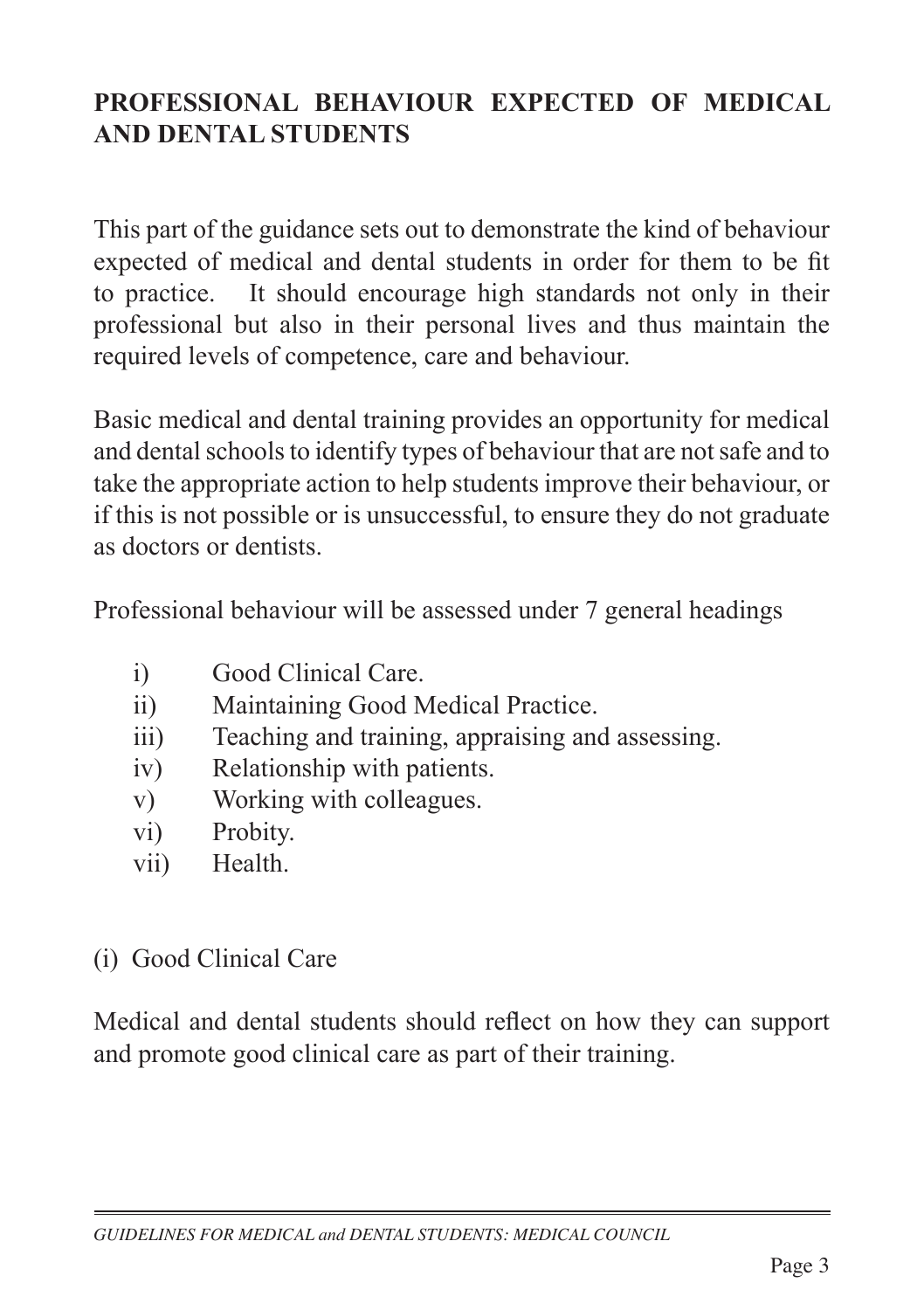## PROFESSIONAL BEHAVIOUR EXPECTED OF MEDICAL AND DENTAL STUDENTS

This part of the guidance sets out to demonstrate the kind of behaviour expected of medical and dental students in order for them to be fit to practice. It should encourage high standards not only in their professional but also in their personal lives and thus maintain the required levels of competence, care and behaviour.

Basic medical and dental training provides an opportunity for medical and dental schools to identify types of behaviour that are not safe and to take the appropriate action to help students improve their behaviour, or if this is not possible or is unsuccessful, to ensure they do not graduate as doctors or dentists.

Professional behaviour will be assessed under 7 general headings

- i) Good Clinical Care.
- ii) Maintaining Good Medical Practice.
- iii) Teaching and training, appraising and assessing.
- iv) Relationship with patients.
- v) Working with colleagues.
- vi) Probity.
- vii) Health.

### (i) Good Clinical Care

Medical and dental students should reflect on how they can support and promote good clinical care as part of their training.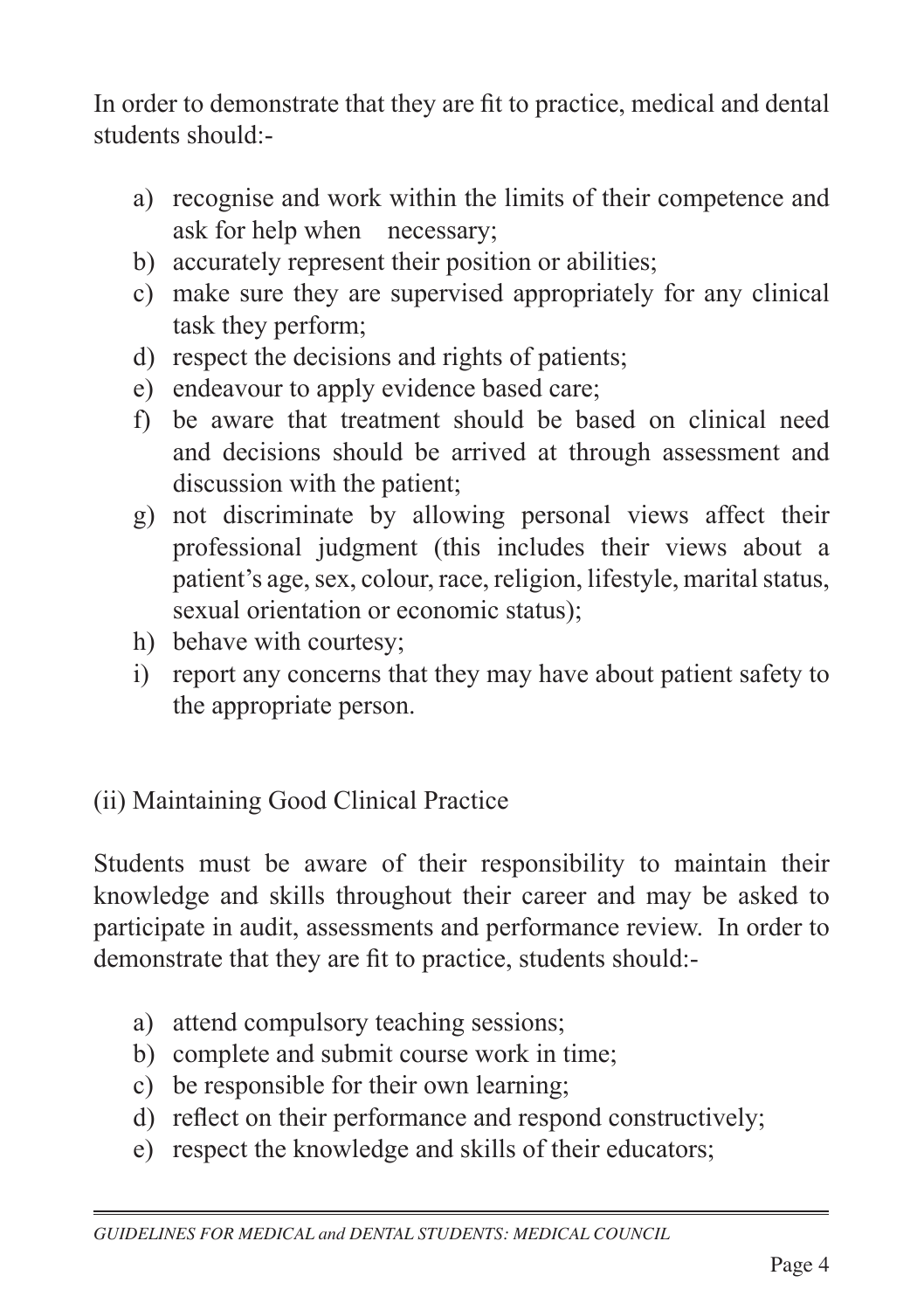In order to demonstrate that they are fit to practice, medical and dental students should:-

a) recognise and work within the limits of their competence and ask for help when necessary;
b) accurately represent their position or abilities;
c) make sure they are supervised appropriately for any clinical task they perform;
d) respect the decisions and rights of patients;
e) endeavour to apply evidence based care;
f) be aware that treatment should be based on clinical need and decisions should be arrived at through assessment and discussion with the patient;
g) not discriminate by allowing personal views affect their professional judgment (this includes their views about a patient's age, sex, colour, race, religion, lifestyle, marital status, sexual orientation or economic status);
h) behave with courtesy;
i) report any concerns that they may have about patient safety to the appropriate person.

### (ii) Maintaining Good Clinical Practice

Students must be aware of their responsibility to maintain their knowledge and skills throughout their career and may be asked to participate in audit, assessments and performance review. In order to demonstrate that they are fit to practice, students should:-

a) attend compulsory teaching sessions;
b) complete and submit course work in time;
c) be responsible for their own learning;
d) reflect on their performance and respond constructively;
e) respect the knowledge and skills of their educators;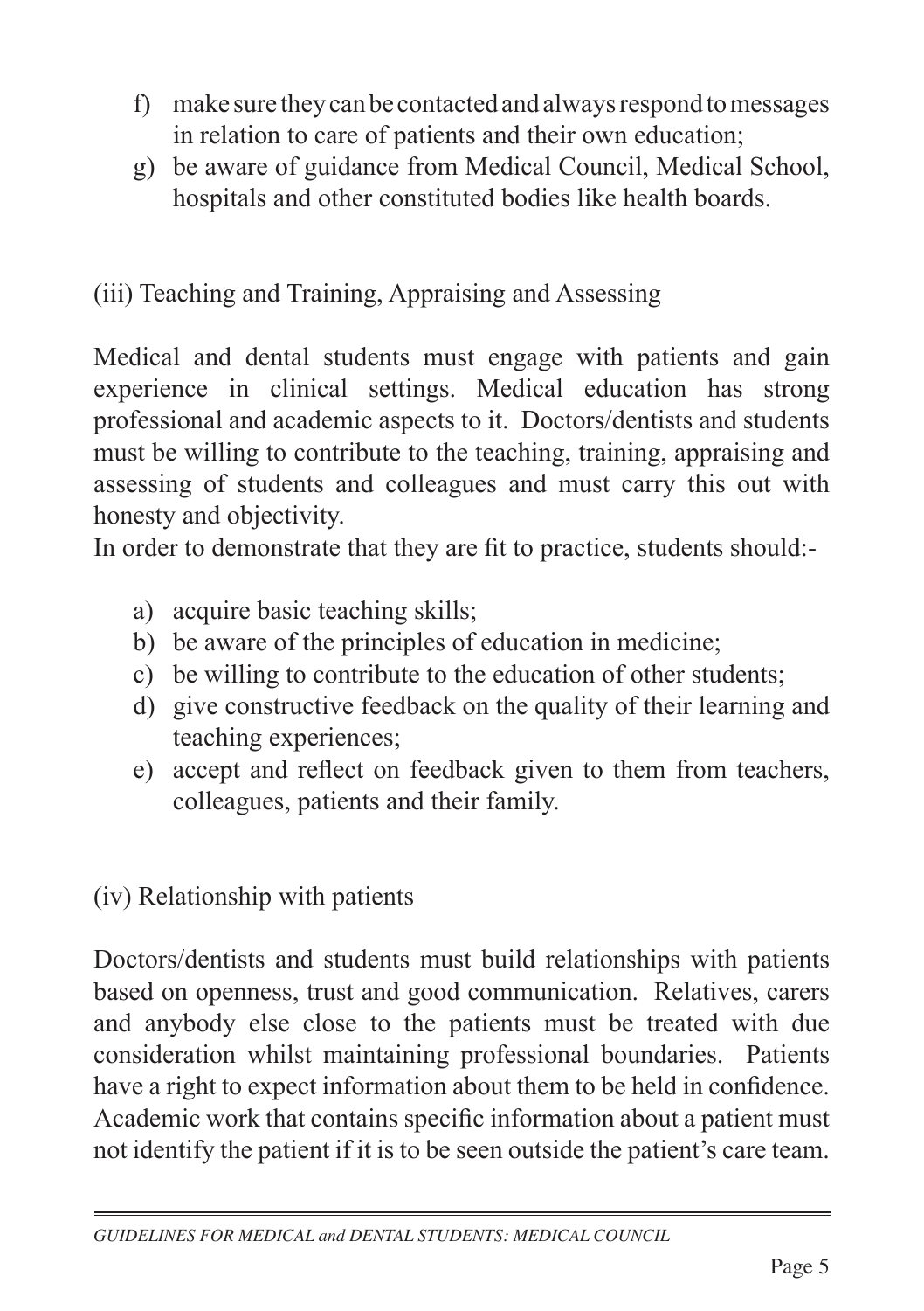f) make sure they can be contacted and always respond to messages in relation to care of patients and their own education;
g) be aware of guidance from Medical Council, Medical School, hospitals and other constituted bodies like health boards.

### (iii) Teaching and Training, Appraising and Assessing

Medical and dental students must engage with patients and gain experience in clinical settings. Medical education has strong professional and academic aspects to it. Doctors/dentists and students must be willing to contribute to the teaching, training, appraising and assessing of students and colleagues and must carry this out with honesty and objectivity.
In order to demonstrate that they are fit to practice, students should:-

a) acquire basic teaching skills;
b) be aware of the principles of education in medicine;
c) be willing to contribute to the education of other students;
d) give constructive feedback on the quality of their learning and teaching experiences;
e) accept and reflect on feedback given to them from teachers, colleagues, patients and their family.

### (iv) Relationship with patients

Doctors/dentists and students must build relationships with patients based on openness, trust and good communication. Relatives, carers and anybody else close to the patients must be treated with due consideration whilst maintaining professional boundaries. Patients have a right to expect information about them to be held in confidence. Academic work that contains specific information about a patient must not identify the patient if it is to be seen outside the patient's care team.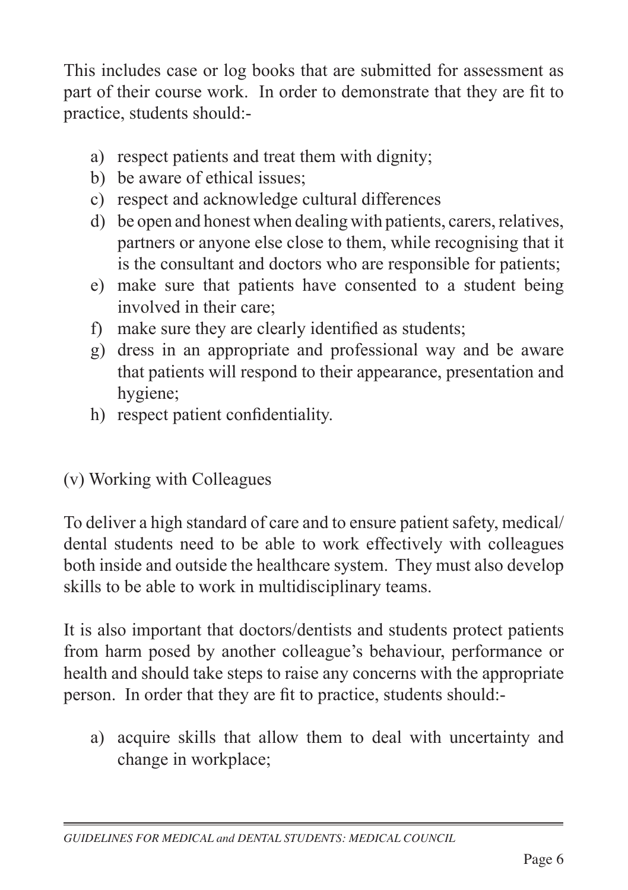This includes case or log books that are submitted for assessment as part of their course work. In order to demonstrate that they are fit to practice, students should:-

a) respect patients and treat them with dignity;
b) be aware of ethical issues;
c) respect and acknowledge cultural differences
d) be open and honest when dealing with patients, carers, relatives, partners or anyone else close to them, while recognising that it is the consultant and doctors who are responsible for patients;
e) make sure that patients have consented to a student being involved in their care;
f) make sure they are clearly identified as students;
g) dress in an appropriate and professional way and be aware that patients will respond to their appearance, presentation and hygiene;
h) respect patient confidentiality.

### (v) Working with Colleagues

To deliver a high standard of care and to ensure patient safety, medical/dental students need to be able to work effectively with colleagues both inside and outside the healthcare system. They must also develop skills to be able to work in multidisciplinary teams.

It is also important that doctors/dentists and students protect patients from harm posed by another colleague's behaviour, performance or health and should take steps to raise any concerns with the appropriate person. In order that they are fit to practice, students should:-

a) acquire skills that allow them to deal with uncertainty and change in workplace;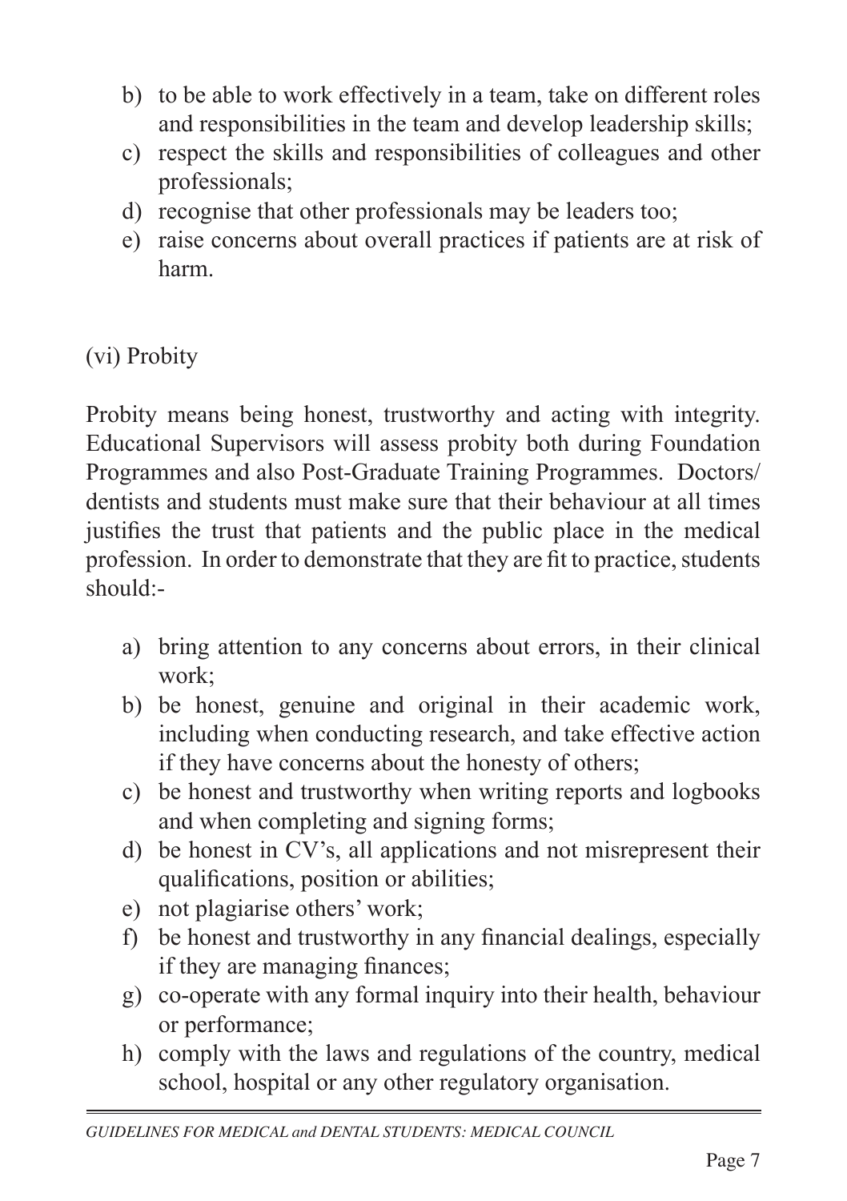b) to be able to work effectively in a team, take on different roles and responsibilities in the team and develop leadership skills;
c) respect the skills and responsibilities of colleagues and other professionals;
d) recognise that other professionals may be leaders too;
e) raise concerns about overall practices if patients are at risk of harm.

### (vi) Probity

Probity means being honest, trustworthy and acting with integrity. Educational Supervisors will assess probity both during Foundation Programmes and also Post-Graduate Training Programmes. Doctors/ dentists and students must make sure that their behaviour at all times justifies the trust that patients and the public place in the medical profession. In order to demonstrate that they are fit to practice, students should:-

a) bring attention to any concerns about errors, in their clinical work;
b) be honest, genuine and original in their academic work, including when conducting research, and take effective action if they have concerns about the honesty of others;
c) be honest and trustworthy when writing reports and logbooks and when completing and signing forms;
d) be honest in CV's, all applications and not misrepresent their qualifications, position or abilities;
e) not plagiarise others' work;
f) be honest and trustworthy in any financial dealings, especially if they are managing finances;
g) co-operate with any formal inquiry into their health, behaviour or performance;
h) comply with the laws and regulations of the country, medical school, hospital or any other regulatory organisation.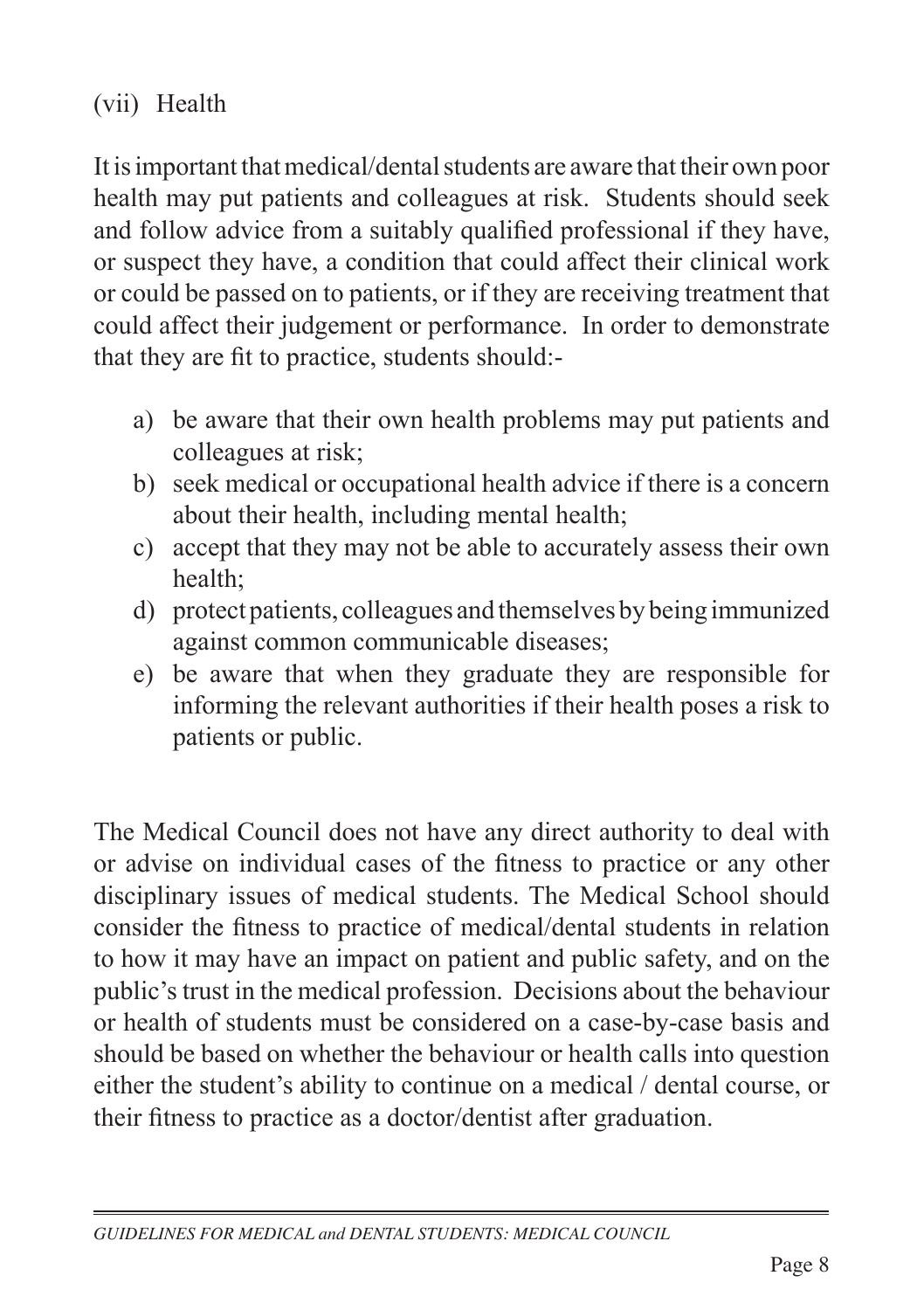### (vii) Health

It is important that medical/dental students are aware that their own poor health may put patients and colleagues at risk. Students should seek and follow advice from a suitably qualified professional if they have, or suspect they have, a condition that could affect their clinical work or could be passed on to patients, or if they are receiving treatment that could affect their judgement or performance. In order to demonstrate that they are fit to practice, students should:-

a) be aware that their own health problems may put patients and colleagues at risk;
b) seek medical or occupational health advice if there is a concern about their health, including mental health;
c) accept that they may not be able to accurately assess their own health;
d) protect patients, colleagues and themselves by being immunized against common communicable diseases;
e) be aware that when they graduate they are responsible for informing the relevant authorities if their health poses a risk to patients or public.

The Medical Council does not have any direct authority to deal with or advise on individual cases of the fitness to practice or any other disciplinary issues of medical students. The Medical School should consider the fitness to practice of medical/dental students in relation to how it may have an impact on patient and public safety, and on the public's trust in the medical profession. Decisions about the behaviour or health of students must be considered on a case-by-case basis and should be based on whether the behaviour or health calls into question either the student's ability to continue on a medical / dental course, or their fitness to practice as a doctor/dentist after graduation.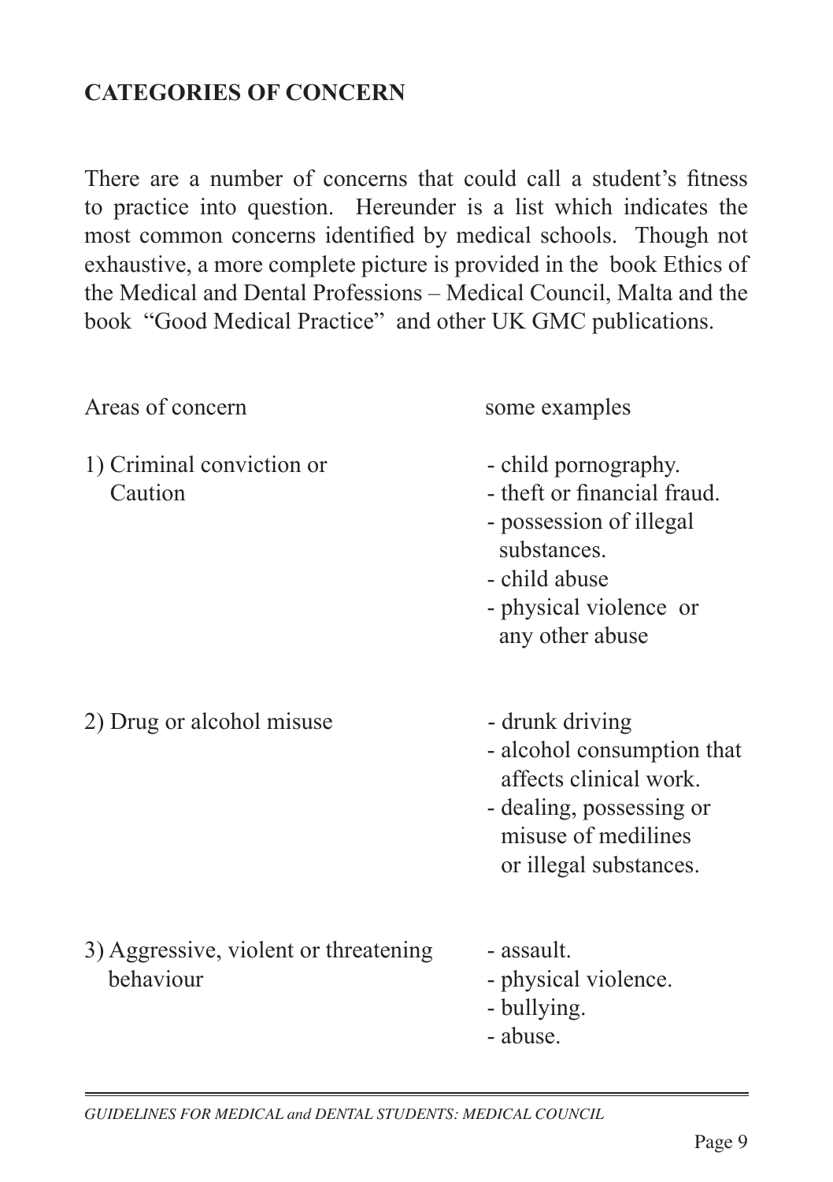## CATEGORIES OF CONCERN

There are a number of concerns that could call a student's fitness to practice into question. Hereunder is a list which indicates the most common concerns identified by medical schools. Though not exhaustive, a more complete picture is provided in the book Ethics of the Medical and Dental Professions – Medical Council, Malta and the book "Good Medical Practice" and other UK GMC publications.

| Areas of concern | some examples |
|---|---|
| 1) Criminal conviction or Caution | - child pornography.<br>- theft or financial fraud.<br>- possession of illegal substances.<br>- child abuse<br>- physical violence or any other abuse |
| 2) Drug or alcohol misuse | - drunk driving<br>- alcohol consumption that affects clinical work.<br>- dealing, possessing or misuse of medilines or illegal substances. |
| 3) Aggressive, violent or threatening behaviour | - assault.<br>- physical violence.<br>- bullying.<br>- abuse. |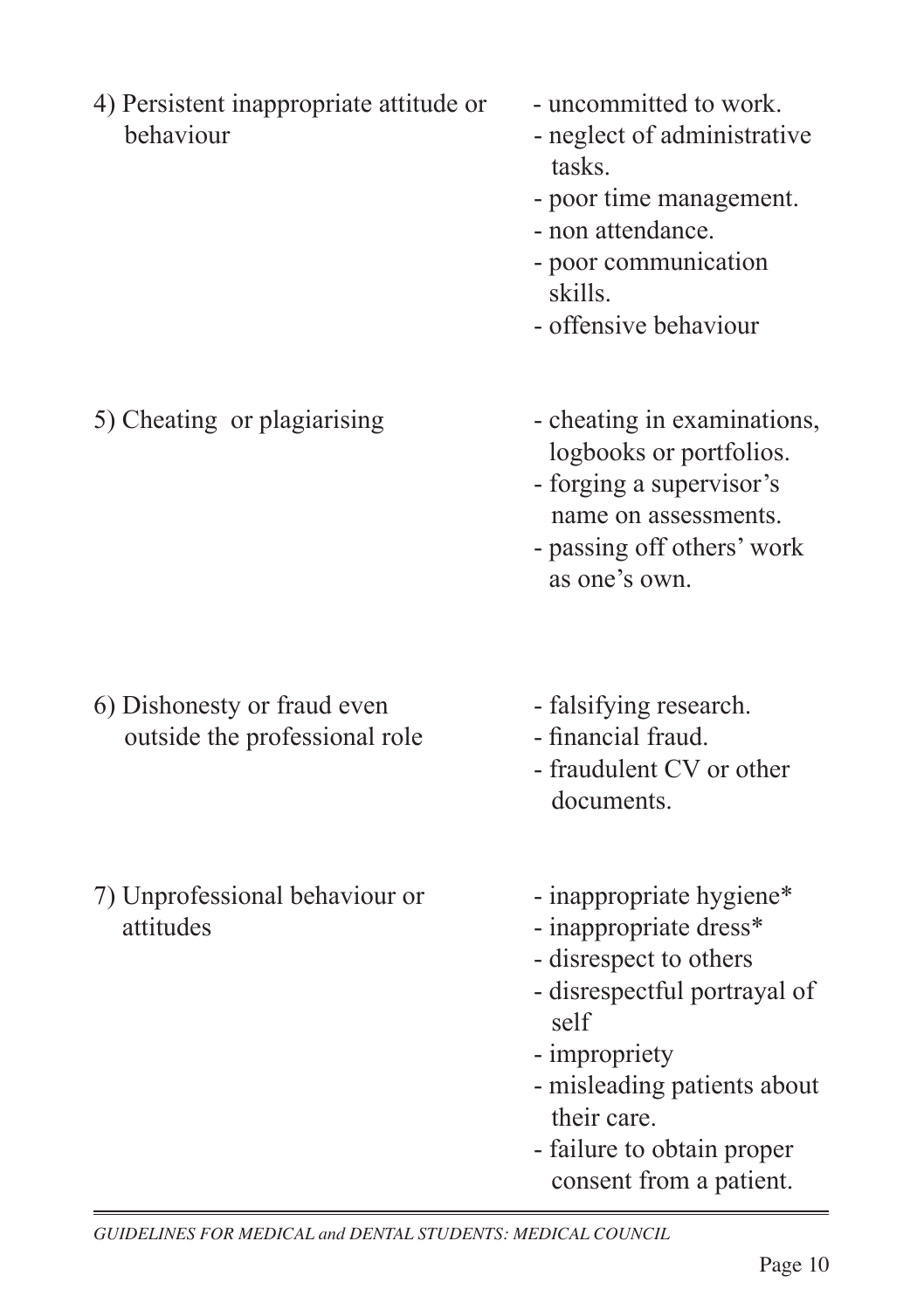| | |
|---|---|
| 4) Persistent inappropriate attitude or behaviour | - uncommitted to work.<br>- neglect of administrative tasks.<br>- poor time management.<br>- non attendance.<br>- poor communication skills.<br>- offensive behaviour |
| 5) Cheating or plagiarising | - cheating in examinations, logbooks or portfolios.<br>- forging a supervisor's name on assessments.<br>- passing off others' work as one's own. |
| 6) Dishonesty or fraud even outside the professional role | - falsifying research.<br>- financial fraud.<br>- fraudulent CV or other documents. |
| 7) Unprofessional behaviour or attitudes | - inappropriate hygiene*<br>- inappropriate dress*<br>- disrespect to others<br>- disrespectful portrayal of self<br>- impropriety<br>- misleading patients about their care.<br>- failure to obtain proper consent from a patient. |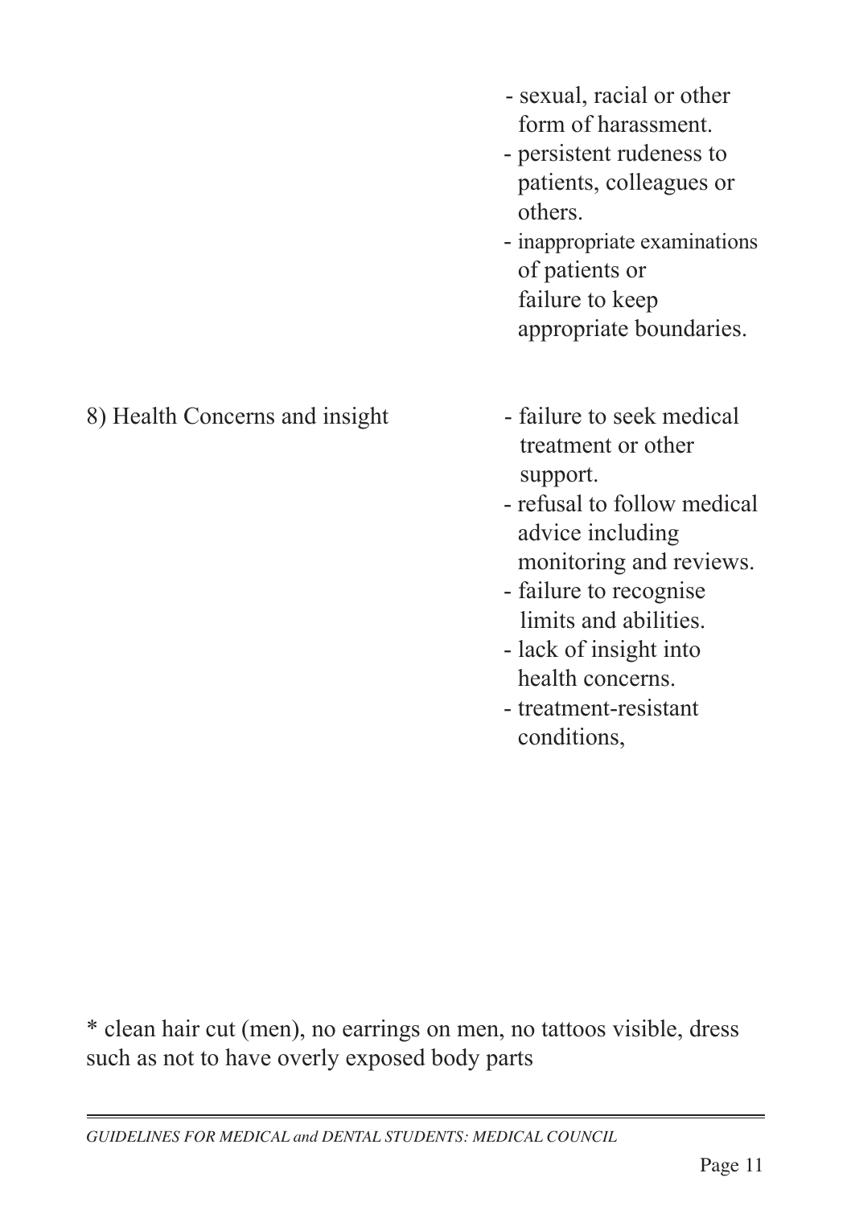| | |
|---|---|
| | - sexual, racial or other form of harassment.<br>- persistent rudeness to patients, colleagues or others.<br>- inappropriate examinations of patients or failure to keep appropriate boundaries. |
| 8) Health Concerns and insight | - failure to seek medical treatment or other support.<br>- refusal to follow medical advice including monitoring and reviews.<br>- failure to recognise limits and abilities.<br>- lack of insight into health concerns.<br>- treatment-resistant conditions, |

* clean hair cut (men), no earrings on men, no tattoos visible, dress such as not to have overly exposed body parts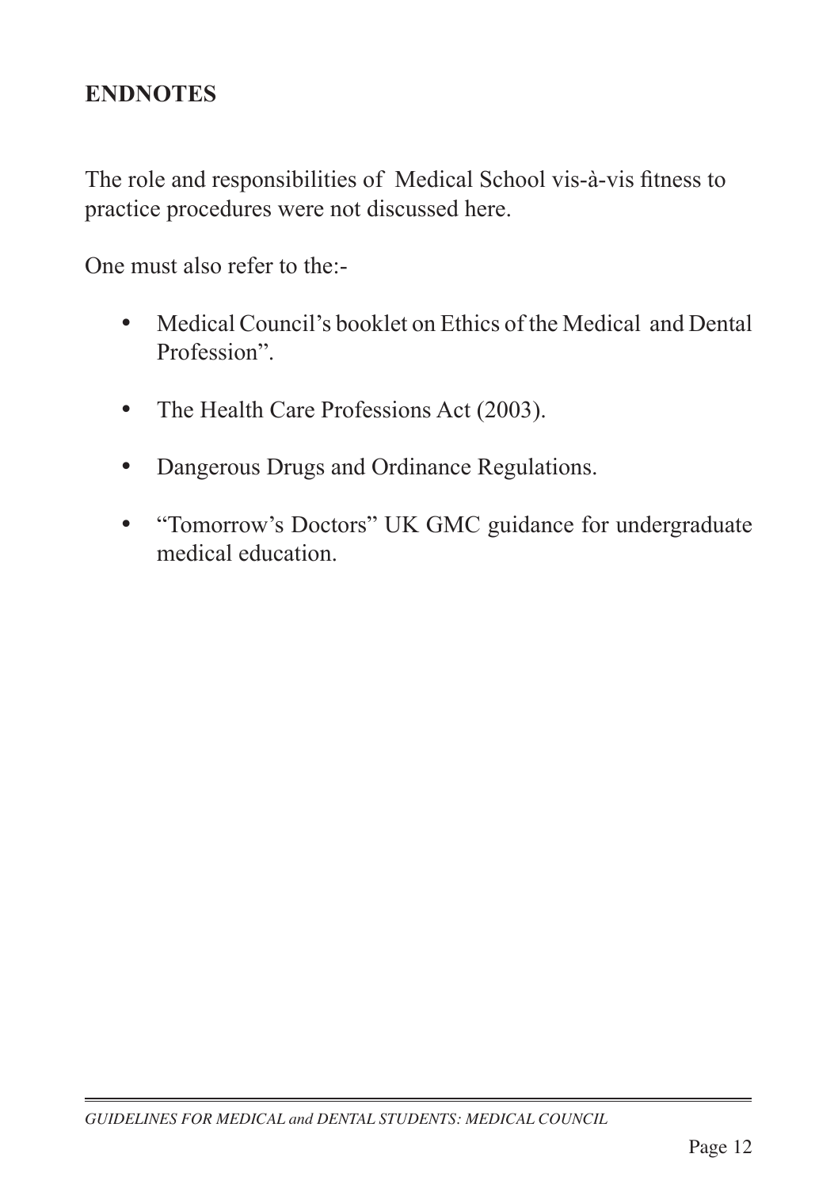## ENDNOTES

The role and responsibilities of Medical School vis-à-vis fitness to practice procedures were not discussed here.

One must also refer to the:-

- Medical Council's booklet on Ethics of the Medical and Dental Profession".
- The Health Care Professions Act (2003).
- Dangerous Drugs and Ordinance Regulations.
- "Tomorrow's Doctors" UK GMC guidance for undergraduate medical education.